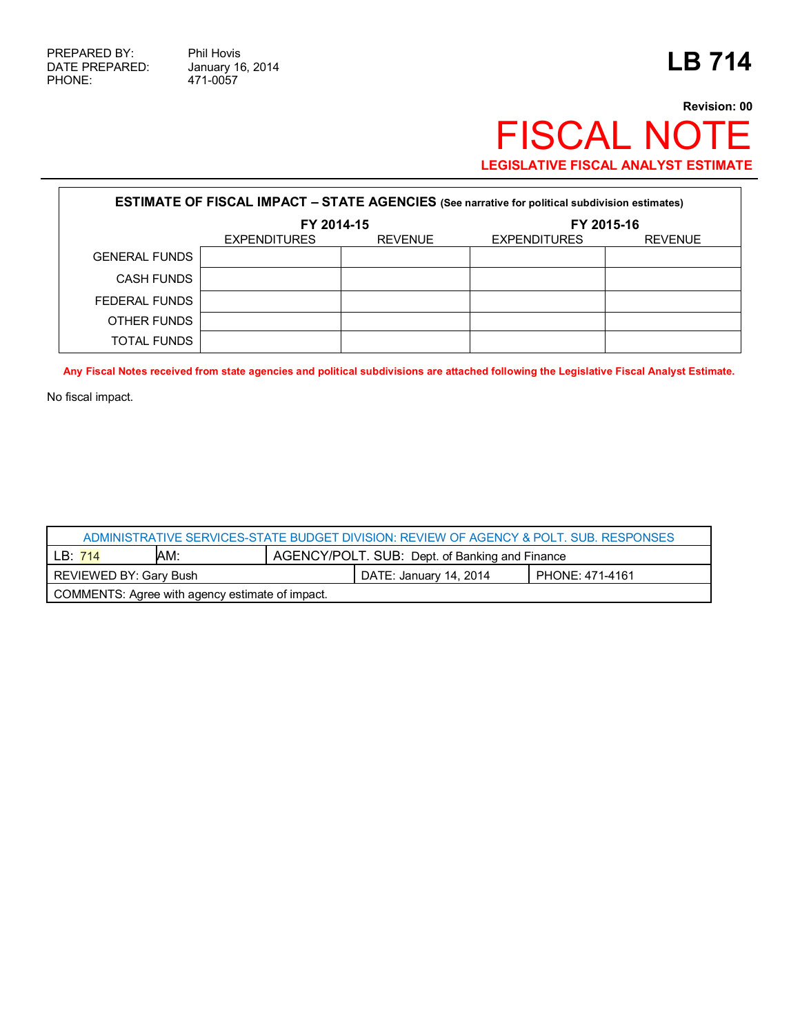PREPARED BY: Phil Hovis
DATE PREPARED: January 16, 2014
PHONE: 471-0057

# LB 714

**Revision: 00**

# FISCAL NOTE

**LEGISLATIVE FISCAL ANALYST ESTIMATE**

| **ESTIMATE OF FISCAL IMPACT – STATE AGENCIES** (See narrative for political subdivision estimates) | | | | |
|---|---|---|---|---|
| | **FY 2014-15** | | **FY 2015-16** | |
| | EXPENDITURES | REVENUE | EXPENDITURES | REVENUE |
| GENERAL FUNDS | | | | |
| CASH FUNDS | | | | |
| FEDERAL FUNDS | | | | |
| OTHER FUNDS | | | | |
| TOTAL FUNDS | | | | |

**Any Fiscal Notes received from state agencies and political subdivisions are attached following the Legislative Fiscal Analyst Estimate.**

No fiscal impact.

| ADMINISTRATIVE SERVICES-STATE BUDGET DIVISION: REVIEW OF AGENCY & POLT. SUB. RESPONSES | | | | |
|---|---|---|---|---|
| LB: 714 | AM: | AGENCY/POLT. SUB: Dept. of Banking and Finance | | |
| REVIEWED BY: Gary Bush | | | DATE: January 14, 2014 | PHONE: 471-4161 |
| COMMENTS: Agree with agency estimate of impact. | | | | |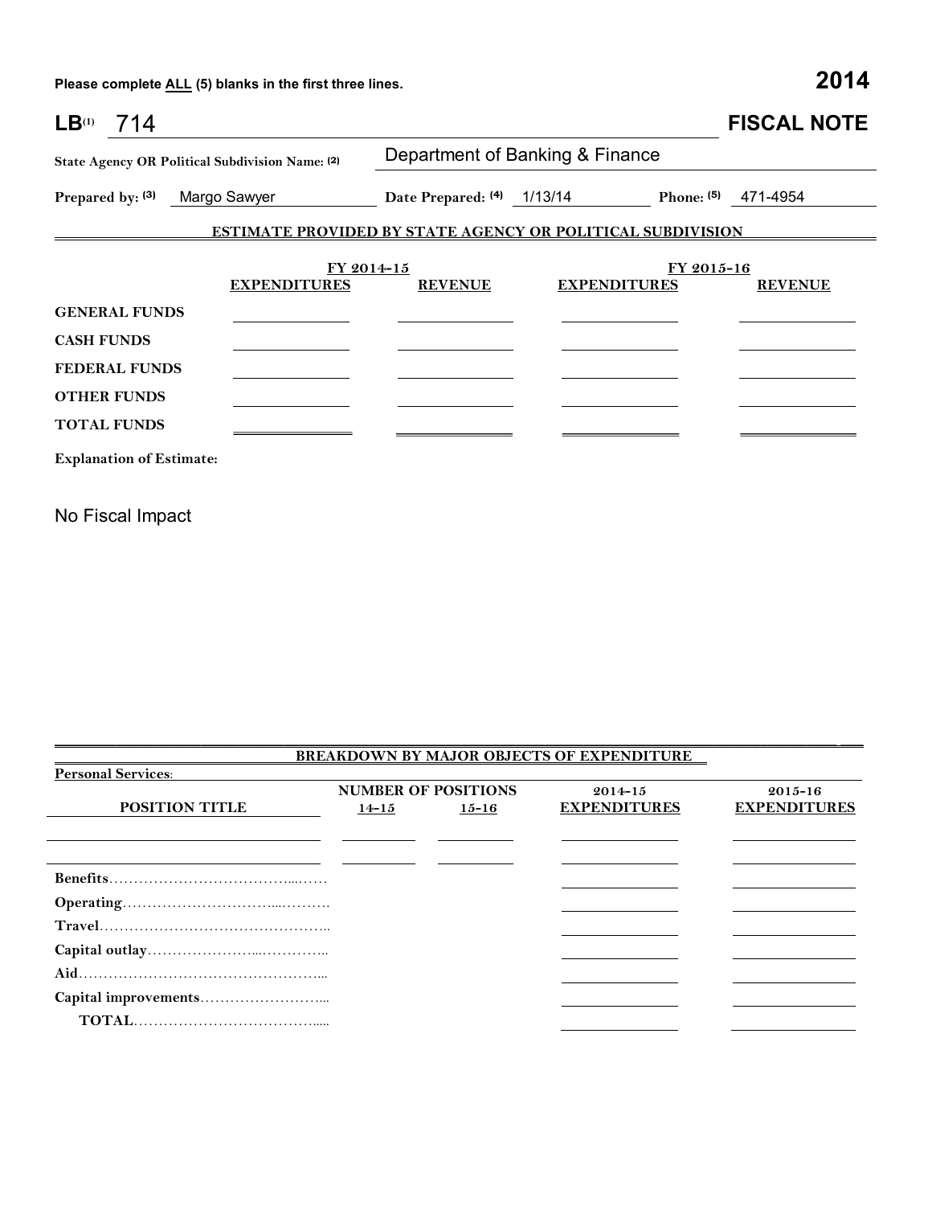Please complete ALL (5) blanks in the first three lines.

**2014**

**LB**[1] 714

# FISCAL NOTE

**State Agency OR Political Subdivision Name:** [2] Department of Banking & Finance

**Prepared by:** [3] Margo Sawyer **Date Prepared:** [4] 1/13/14 **Phone:** [5] 471-4954

## ESTIMATE PROVIDED BY STATE AGENCY OR POLITICAL SUBDIVISION

| | FY 2014-15 | | FY 2015-16 | |
|---|---|---|---|---|
| | **EXPENDITURES** | **REVENUE** | **EXPENDITURES** | **REVENUE** |
| **GENERAL FUNDS** | | | | |
| **CASH FUNDS** | | | | |
| **FEDERAL FUNDS** | | | | |
| **OTHER FUNDS** | | | | |
| **TOTAL FUNDS** | | | | |

**Explanation of Estimate:**

No Fiscal Impact

## BREAKDOWN BY MAJOR OBJECTS OF EXPENDITURE

**Personal Services:**

| POSITION TITLE | NUMBER OF POSITIONS 14-15 | NUMBER OF POSITIONS 15-16 | 2014-15 EXPENDITURES | 2015-16 EXPENDITURES |
|---|---|---|---|---|
| | | | | |
| | | | | |
| **Benefits** | | | | |
| **Operating** | | | | |
| **Travel** | | | | |
| **Capital outlay** | | | | |
| **Aid** | | | | |
| **Capital improvements** | | | | |
| **TOTAL** | | | | |